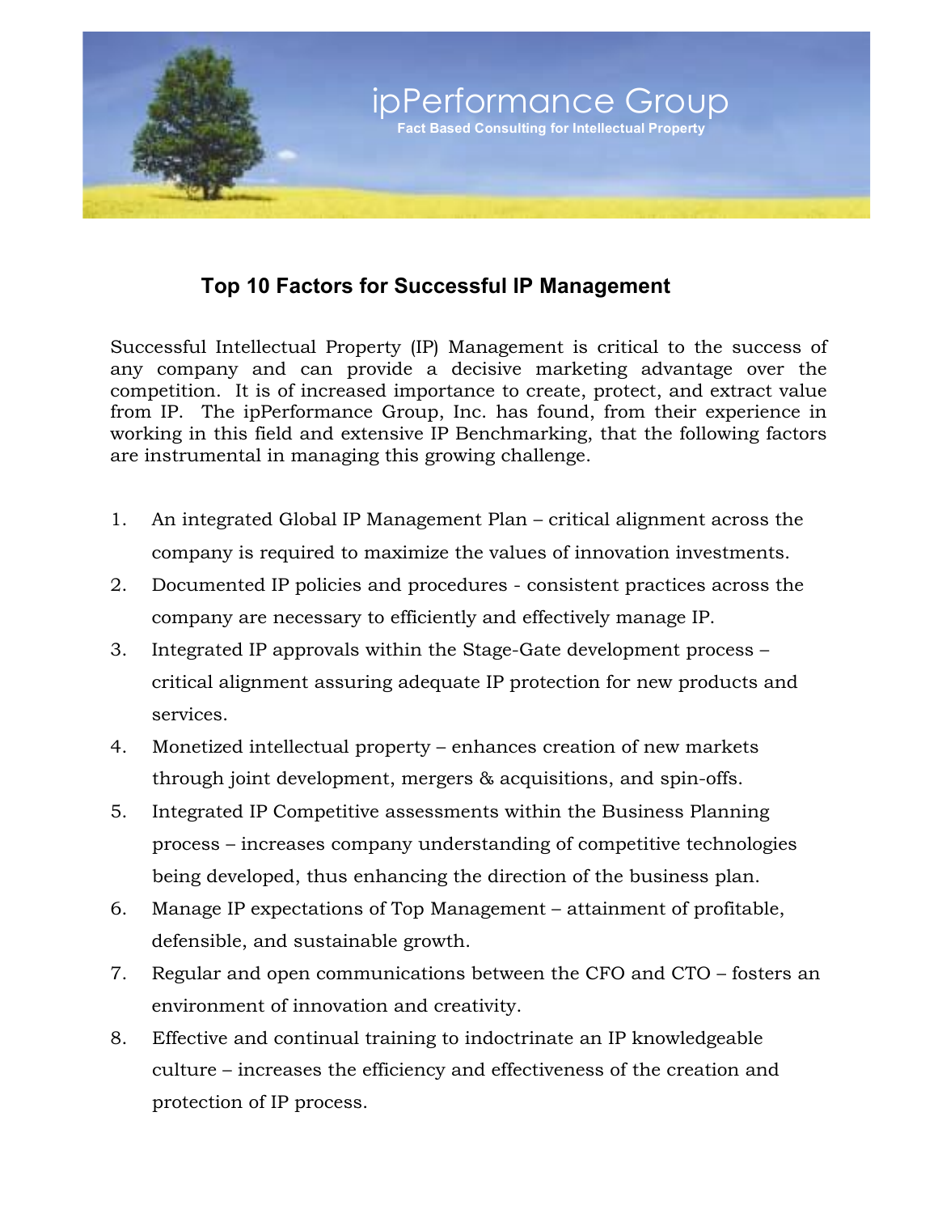ipPerformance Group

**Fact Based Consulting for Intellectual Property**

## Top 10 Factors for Successful IP Management

Successful Intellectual Property (IP) Management is critical to the success of any company and can provide a decisive marketing advantage over the competition. It is of increased importance to create, protect, and extract value from IP. The ipPerformance Group, Inc. has found, from their experience in working in this field and extensive IP Benchmarking, that the following factors are instrumental in managing this growing challenge.

1. An integrated Global IP Management Plan – critical alignment across the company is required to maximize the values of innovation investments.
2. Documented IP policies and procedures - consistent practices across the company are necessary to efficiently and effectively manage IP.
3. Integrated IP approvals within the Stage-Gate development process – critical alignment assuring adequate IP protection for new products and services.
4. Monetized intellectual property – enhances creation of new markets through joint development, mergers & acquisitions, and spin-offs.
5. Integrated IP Competitive assessments within the Business Planning process – increases company understanding of competitive technologies being developed, thus enhancing the direction of the business plan.
6. Manage IP expectations of Top Management – attainment of profitable, defensible, and sustainable growth.
7. Regular and open communications between the CFO and CTO – fosters an environment of innovation and creativity.
8. Effective and continual training to indoctrinate an IP knowledgeable culture – increases the efficiency and effectiveness of the creation and protection of IP process.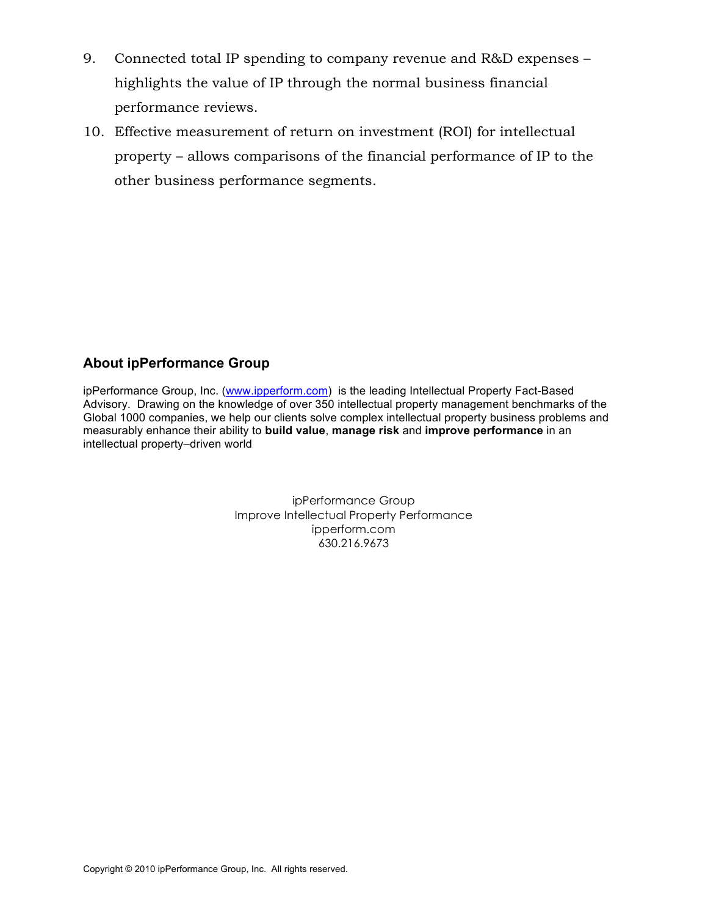9. Connected total IP spending to company revenue and R&D expenses – highlights the value of IP through the normal business financial performance reviews.
10. Effective measurement of return on investment (ROI) for intellectual property – allows comparisons of the financial performance of IP to the other business performance segments.

### About ipPerformance Group

ipPerformance Group, Inc. (www.ipperform.com) is the leading Intellectual Property Fact-Based Advisory. Drawing on the knowledge of over 350 intellectual property management benchmarks of the Global 1000 companies, we help our clients solve complex intellectual property business problems and measurably enhance their ability to **build value**, **manage risk** and **improve performance** in an intellectual property–driven world

ipPerformance Group
Improve Intellectual Property Performance
ipperform.com
630.216.9673

Copyright © 2010 ipPerformance Group, Inc. All rights reserved.